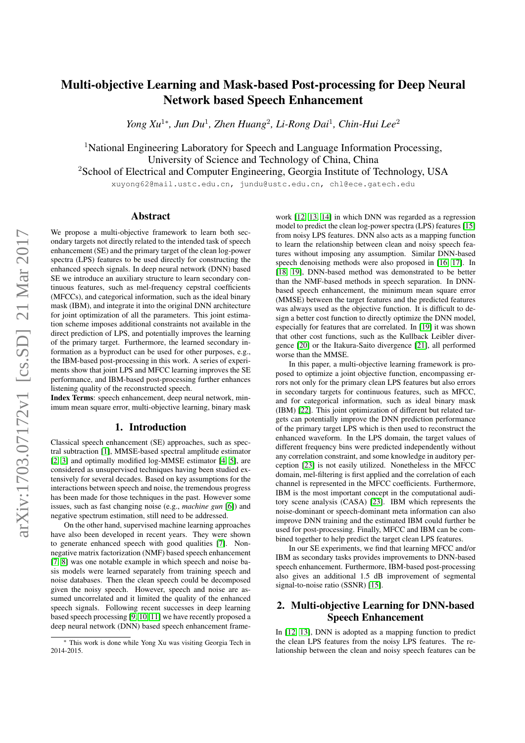# Multi-objective Learning and Mask-based Post-processing for Deep Neural Network based Speech Enhancement

*Yong Xu[1]\*, Jun Du[1], Zhen Huang[2], Li-Rong Dai[1], Chin-Hui Lee[2]*

[1]National Engineering Laboratory for Speech and Language Information Processing, University of Science and Technology of China, China

[2]School of Electrical and Computer Engineering, Georgia Institute of Technology, USA

xuyong62@mail.ustc.edu.cn, jundu@ustc.edu.cn, chl@ece.gatech.edu

## Abstract

We propose a multi-objective framework to learn both secondary targets not directly related to the intended task of speech enhancement (SE) and the primary target of the clean log-power spectra (LPS) features to be used directly for constructing the enhanced speech signals. In deep neural network (DNN) based SE we introduce an auxiliary structure to learn secondary continuous features, such as mel-frequency cepstral coefficients (MFCCs), and categorical information, such as the ideal binary mask (IBM), and integrate it into the original DNN architecture for joint optimization of all the parameters. This joint estimation scheme imposes additional constraints not available in the direct prediction of LPS, and potentially improves the learning of the primary target. Furthermore, the learned secondary information as a byproduct can be used for other purposes, e.g., the IBM-based post-processing in this work. A series of experiments show that joint LPS and MFCC learning improves the SE performance, and IBM-based post-processing further enhances listening quality of the reconstructed speech.

**Index Terms**: speech enhancement, deep neural network, minimum mean square error, multi-objective learning, binary mask

## 1. Introduction

Classical speech enhancement (SE) approaches, such as spectral subtraction [1], MMSE-based spectral amplitude estimator [2, 3] and optimally modified log-MMSE estimator [4, 5], are considered as unsupervised techniques having been studied extensively for several decades. Based on key assumptions for the interactions between speech and noise, the tremendous progress has been made for those techniques in the past. However some issues, such as fast changing noise (e.g., *machine gun* [6]) and negative spectrum estimation, still need to be addressed.

On the other hand, supervised machine learning approaches have also been developed in recent years. They were shown to generate enhanced speech with good qualities [7]. Non-negative matrix factorization (NMF) based speech enhancement [7, 8] was one notable example in which speech and noise basis models were learned separately from training speech and noise databases. Then the clean speech could be decomposed given the noisy speech. However, speech and noise are assumed uncorrelated and it limited the quality of the enhanced speech signals. Following recent successes in deep learning based speech processing [9, 10, 11] we have recently proposed a deep neural network (DNN) based speech enhancement framework [12, 13, 14] in which DNN was regarded as a regression model to predict the clean log-power spectra (LPS) features [15] from noisy LPS features. DNN also acts as a mapping function to learn the relationship between clean and noisy speech features without imposing any assumption. Similar DNN-based speech denoising methods were also proposed in [16, 17]. In [18, 19], DNN-based method was demonstrated to be better than the NMF-based methods in speech separation. In DNN-based speech enhancement, the minimum mean square error (MMSE) between the target features and the predicted features was always used as the objective function. It is difficult to design a better cost function to directly optimize the DNN model, especially for features that are correlated. In [19] it was shown that other cost functions, such as the Kullback Leibler divergence [20] or the Itakura-Saito divergence [21], all performed worse than the MMSE.

In this paper, a multi-objective learning framework is proposed to optimize a joint objective function, encompassing errors not only for the primary clean LPS features but also errors in secondary targets for continuous features, such as MFCC, and for categorical information, such as ideal binary mask (IBM) [22]. This joint optimization of different but related targets can potentially improve the DNN prediction performance of the primary target LPS which is then used to reconstruct the enhanced waveform. In the LPS domain, the target values of different frequency bins were predicted independently without any correlation constraint, and some knowledge in auditory perception [23] is not easily utilized. Nonetheless in the MFCC domain, mel-filtering is first applied and the correlation of each channel is represented in the MFCC coefficients. Furthermore, IBM is the most important concept in the computational auditory scene analysis (CASA) [23]. IBM which represents the noise-dominant or speech-dominant meta information can also improve DNN training and the estimated IBM could further be used for post-processing. Finally, MFCC and IBM can be combined together to help predict the target clean LPS features.

In our SE experiments, we find that learning MFCC and/or IBM as secondary tasks provides improvements to DNN-based speech enhancement. Furthermore, IBM-based post-processing also gives an additional 1.5 dB improvement of segmental signal-to-noise ratio (SSNR) [15].

## 2. Multi-objective Learning for DNN-based Speech Enhancement

In [12, 13], DNN is adopted as a mapping function to predict the clean LPS features from the noisy LPS features. The relationship between the clean and noisy speech features can be

\* This work is done while Yong Xu was visiting Georgia Tech in 2014-2015.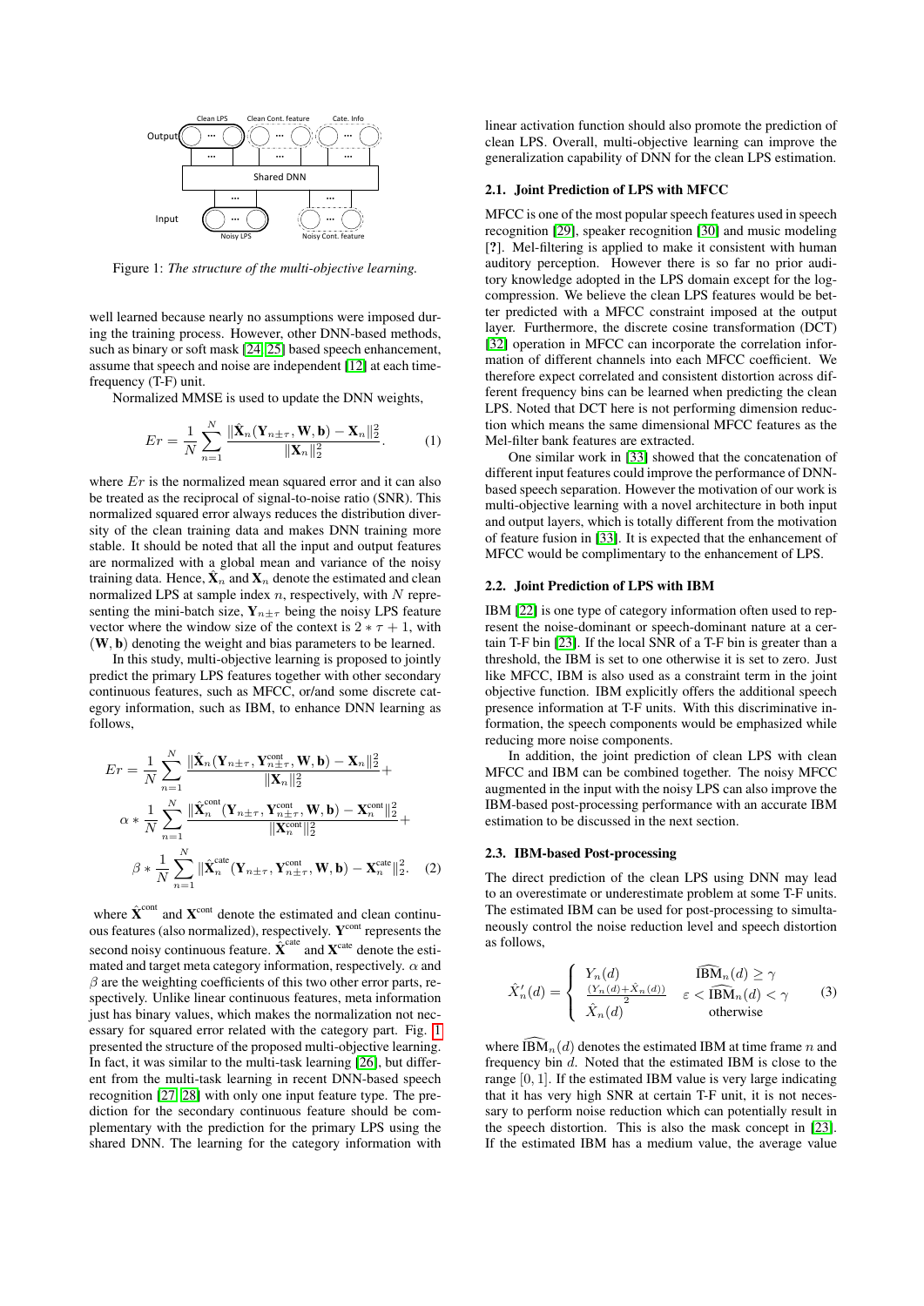Figure 1: *The structure of the multi-objective learning.*

well learned because nearly no assumptions were imposed during the training process. However, other DNN-based methods, such as binary or soft mask [24, 25] based speech enhancement, assume that speech and noise are independent [12] at each time-frequency (T-F) unit.

Normalized MMSE is used to update the DNN weights,

$$Er = \frac{1}{N}\sum_{n=1}^{N}\frac{\|\hat{\mathbf{X}}_n(\mathbf{Y}_{n\pm\tau},\mathbf{W},\mathbf{b})-\mathbf{X}_n\|_2^2}{\|\mathbf{X}_n\|_2^2}. \quad (1)$$

where $Er$ is the normalized mean squared error and it can also be treated as the reciprocal of signal-to-noise ratio (SNR). This normalized squared error always reduces the distribution diversity of the clean training data and makes DNN training more stable. It should be noted that all the input and output features are normalized with a global mean and variance of the noisy training data. Hence, $\hat{\mathbf{X}}_n$ and $\mathbf{X}_n$ denote the estimated and clean normalized LPS at sample index $n$, respectively, with $N$ representing the mini-batch size, $\mathbf{Y}_{n\pm\tau}$ being the noisy LPS feature vector where the window size of the context is $2*\tau+1$, with $(\mathbf{W},\mathbf{b})$ denoting the weight and bias parameters to be learned.

In this study, multi-objective learning is proposed to jointly predict the primary LPS features together with other secondary continuous features, such as MFCC, or/and some discrete category information, such as IBM, to enhance DNN learning as follows,

$$\begin{aligned}Er = &\frac{1}{N}\sum_{n=1}^{N}\frac{\|\hat{\mathbf{X}}_n(\mathbf{Y}_{n\pm\tau},\mathbf{Y}^{\text{cont}}_{n\pm\tau},\mathbf{W},\mathbf{b})-\mathbf{X}_n\|_2^2}{\|\mathbf{X}_n\|_2^2}+\\ \alpha * &\frac{1}{N}\sum_{n=1}^{N}\frac{\|\hat{\mathbf{X}}^{\text{cont}}_n(\mathbf{Y}_{n\pm\tau},\mathbf{Y}^{\text{cont}}_{n\pm\tau},\mathbf{W},\mathbf{b})-\mathbf{X}^{\text{cont}}_n\|_2^2}{\|\mathbf{X}^{\text{cont}}_n\|_2^2}+\\ &\beta * \frac{1}{N}\sum_{n=1}^{N}\|\hat{\mathbf{X}}^{\text{cate}}_n(\mathbf{Y}_{n\pm\tau},\mathbf{Y}^{\text{cont}}_{n\pm\tau},\mathbf{W},\mathbf{b})-\mathbf{X}^{\text{cate}}_n\|_2^2. \quad (2)\end{aligned}$$

where $\hat{\mathbf{X}}^{\text{cont}}$ and $\mathbf{X}^{\text{cont}}$ denote the estimated and clean continuous features (also normalized), respectively. $\mathbf{Y}^{\text{cont}}$ represents the second noisy continuous feature. $\hat{\mathbf{X}}^{\text{cate}}$ and $\mathbf{X}^{\text{cate}}$ denote the estimated and target meta category information, respectively. $\alpha$ and $\beta$ are the weighting coefficients of this two other error parts, respectively. Unlike linear continuous features, meta information just has binary values, which makes the normalization not necessary for squared error related with the category part. Fig. 1 presented the structure of the proposed multi-objective learning. In fact, it was similar to the multi-task learning [26], but different from the multi-task learning in recent DNN-based speech recognition [27, 28] with only one input feature type. The prediction for the secondary continuous feature should be complementary with the prediction for the primary LPS using the shared DNN. The learning for the category information with linear activation function should also promote the prediction of clean LPS. Overall, multi-objective learning can improve the generalization capability of DNN for the clean LPS estimation.

### 2.1. Joint Prediction of LPS with MFCC

MFCC is one of the most popular speech features used in speech recognition [29], speaker recognition [30] and music modeling [?]. Mel-filtering is applied to make it consistent with human auditory perception. However there is so far no prior auditory knowledge adopted in the LPS domain except for the log-compression. We believe the clean LPS features would be better predicted with a MFCC constraint imposed at the output layer. Furthermore, the discrete cosine transformation (DCT) [32] operation in MFCC can incorporate the correlation information of different channels into each MFCC coefficient. We therefore expect correlated and consistent distortion across different frequency bins can be learned when predicting the clean LPS. Noted that DCT here is not performing dimension reduction which means the same dimensional MFCC features as the Mel-filter bank features are extracted.

One similar work in [33] showed that the concatenation of different input features could improve the performance of DNN-based speech separation. However the motivation of our work is multi-objective learning with a novel architecture in both input and output layers, which is totally different from the motivation of feature fusion in [33]. It is expected that the enhancement of MFCC would be complimentary to the enhancement of LPS.

### 2.2. Joint Prediction of LPS with IBM

IBM [22] is one type of category information often used to represent the noise-dominant or speech-dominant nature at a certain T-F bin [23]. If the local SNR of a T-F bin is greater than a threshold, the IBM is set to one otherwise it is set to zero. Just like MFCC, IBM is also used as a constraint term in the joint objective function. IBM explicitly offers the additional speech presence information at T-F units. With this discriminative information, the speech components would be emphasized while reducing more noise components.

In addition, the joint prediction of clean LPS with clean MFCC and IBM can be combined together. The noisy MFCC augmented in the input with the noisy LPS can also improve the IBM-based post-processing performance with an accurate IBM estimation to be discussed in the next section.

### 2.3. IBM-based Post-processing

The direct prediction of the clean LPS using DNN may lead to an overestimate or underestimate problem at some T-F units. The estimated IBM can be used for post-processing to simultaneously control the noise reduction level and speech distortion as follows,

$$\hat{X}'_n(d) = \begin{cases} Y_n(d) & \widehat{\text{IBM}}_n(d) \geq \gamma \\ \frac{(Y_n(d)+\hat{X}_n(d))}{2} & \varepsilon < \widehat{\text{IBM}}_n(d) < \gamma \\ \hat{X}_n(d) & \text{otherwise} \end{cases} \quad (3)$$

where $\widehat{\text{IBM}}_n(d)$ denotes the estimated IBM at time frame $n$ and frequency bin $d$. Noted that the estimated IBM is close to the range $[0, 1]$. If the estimated IBM value is very large indicating that it has very high SNR at certain T-F unit, it is not necessary to perform noise reduction which can potentially result in the speech distortion. This is also the mask concept in [23]. If the estimated IBM has a medium value, the average value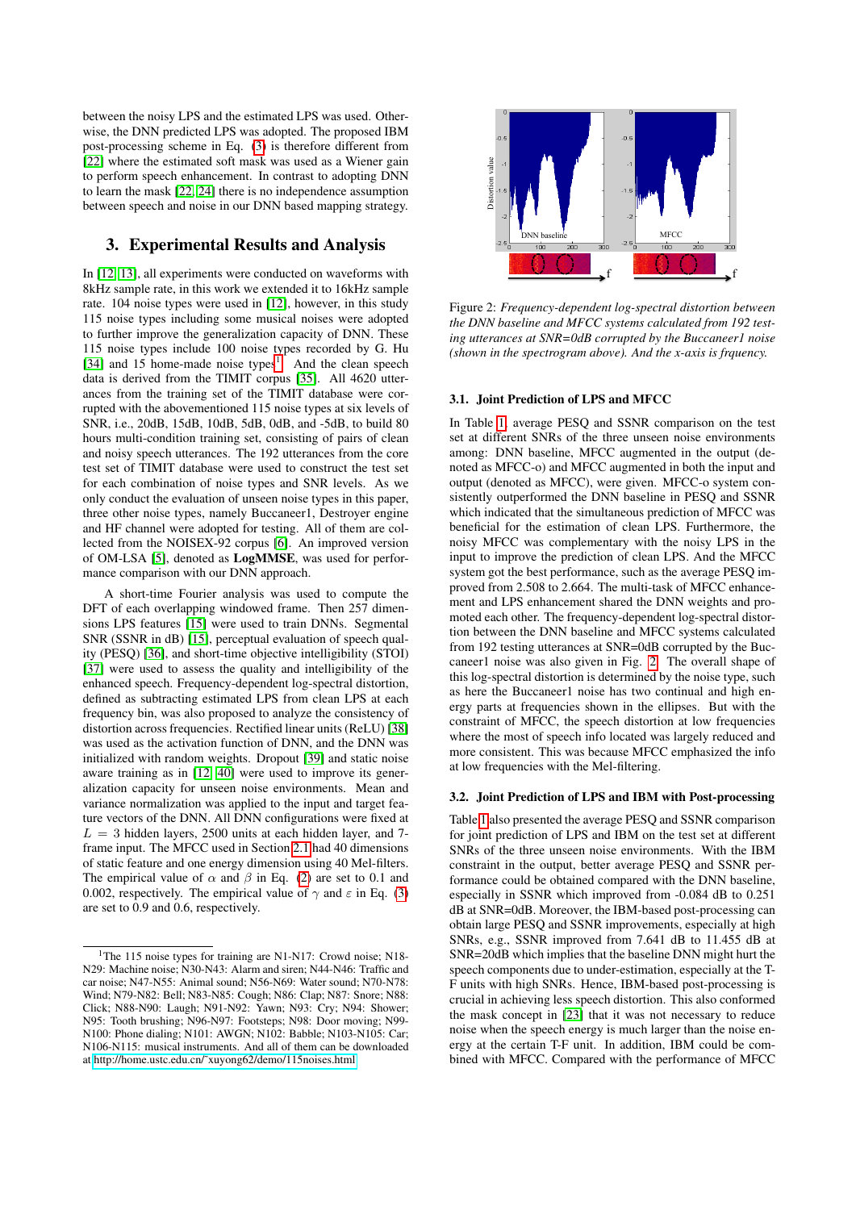between the noisy LPS and the estimated LPS was used. Otherwise, the DNN predicted LPS was adopted. The proposed IBM post-processing scheme in Eq. (3) is therefore different from [22] where the estimated soft mask was used as a Wiener gain to perform speech enhancement. In contrast to adopting DNN to learn the mask [22, 24] there is no independence assumption between speech and noise in our DNN based mapping strategy.

## 3. Experimental Results and Analysis

In [12, 13], all experiments were conducted on waveforms with 8kHz sample rate, in this work we extended it to 16kHz sample rate. 104 noise types were used in [12], however, in this study 115 noise types including some musical noises were adopted to further improve the generalization capacity of DNN. These 115 noise types include 100 noise types recorded by G. Hu [34] and 15 home-made noise types[1]. And the clean speech data is derived from the TIMIT corpus [35]. All 4620 utterances from the training set of the TIMIT database were corrupted with the abovementioned 115 noise types at six levels of SNR, i.e., 20dB, 15dB, 10dB, 5dB, 0dB, and -5dB, to build 80 hours multi-condition training set, consisting of pairs of clean and noisy speech utterances. The 192 utterances from the core test set of TIMIT database were used to construct the test set for each combination of noise types and SNR levels. As we only conduct the evaluation of unseen noise types in this paper, three other noise types, namely Buccaneer1, Destroyer engine and HF channel were adopted for testing. All of them are collected from the NOISEX-92 corpus [6]. An improved version of OM-LSA [5], denoted as **LogMMSE**, was used for performance comparison with our DNN approach.

A short-time Fourier analysis was used to compute the DFT of each overlapping windowed frame. Then 257 dimensions LPS features [15] were used to train DNNs. Segmental SNR (SSNR in dB) [15], perceptual evaluation of speech quality (PESQ) [36], and short-time objective intelligibility (STOI) [37] were used to assess the quality and intelligibility of the enhanced speech. Frequency-dependent log-spectral distortion, defined as subtracting estimated LPS from clean LPS at each frequency bin, was also proposed to analyze the consistency of distortion across frequencies. Rectified linear units (ReLU) [38] was used as the activation function of DNN, and the DNN was initialized with random weights. Dropout [39] and static noise aware training as in [12, 40] were used to improve its generalization capacity for unseen noise environments. Mean and variance normalization was applied to the input and target feature vectors of the DNN. All DNN configurations were fixed at $L = 3$ hidden layers, 2500 units at each hidden layer, and 7-frame input. The MFCC used in Section 2.1 had 40 dimensions of static feature and one energy dimension using 40 Mel-filters. The empirical value of $\alpha$ and $\beta$ in Eq. (2) are set to 0.1 and 0.002, respectively. The empirical value of $\gamma$ and $\varepsilon$ in Eq. (3) are set to 0.9 and 0.6, respectively.

[1] The 115 noise types for training are N1-N17: Crowd noise; N18-N29: Machine noise; N30-N43: Alarm and siren; N44-N46: Traffic and car noise; N47-N55: Animal sound; N56-N69: Water sound; N70-N78: Wind; N79-N82: Bell; N83-N85: Cough; N86: Clap; N87: Snore; N88: Click; N88-N90: Laugh; N91-N92: Yawn; N93: Cry; N94: Shower; N95: Tooth brushing; N96-N97: Footsteps; N98: Door moving; N99-N100: Phone dialing; N101: AWGN; N102: Babble; N103-N105: Car; N106-N115: musical instruments. And all of them can be downloaded at http://home.ustc.edu.cn/~xuyong62/demo/115noises.html

Figure 2: *Frequency-dependent log-spectral distortion between the DNN baseline and MFCC systems calculated from 192 testing utterances at SNR=0dB corrupted by the Buccaneer1 noise (shown in the spectrogram above). And the x-axis is frquency.*

### 3.1. Joint Prediction of LPS and MFCC

In Table 1, average PESQ and SSNR comparison on the test set at different SNRs of the three unseen noise environments among: DNN baseline, MFCC augmented in the output (denoted as MFCC-o) and MFCC augmented in both the input and output (denoted as MFCC), were given. MFCC-o system consistently outperformed the DNN baseline in PESQ and SSNR which indicated that the simultaneous prediction of MFCC was beneficial for the estimation of clean LPS. Furthermore, the noisy MFCC was complementary with the noisy LPS in the input to improve the prediction of clean LPS. And the MFCC system got the best performance, such as the average PESQ improved from 2.508 to 2.664. The multi-task of MFCC enhancement and LPS enhancement shared the DNN weights and promoted each other. The frequency-dependent log-spectral distortion between the DNN baseline and MFCC systems calculated from 192 testing utterances at SNR=0dB corrupted by the Buccaneer1 noise was also given in Fig. 2. The overall shape of this log-spectral distortion is determined by the noise type, such as here the Buccaneer1 noise has two continual and high energy parts at frequencies shown in the ellipses. But with the constraint of MFCC, the speech distortion at low frequencies where the most of speech info located was largely reduced and more consistent. This was because MFCC emphasized the info at low frequencies with the Mel-filtering.

### 3.2. Joint Prediction of LPS and IBM with Post-processing

Table 1 also presented the average PESQ and SSNR comparison for joint prediction of LPS and IBM on the test set at different SNRs of the three unseen noise environments. With the IBM constraint in the output, better average PESQ and SSNR performance could be obtained compared with the DNN baseline, especially in SSNR which improved from -0.084 dB to 0.251 dB at SNR=0dB. Moreover, the IBM-based post-processing can obtain large PESQ and SSNR improvements, especially at high SNRs, e.g., SSNR improved from 7.641 dB to 11.455 dB at SNR=20dB which implies that the baseline DNN might hurt the speech components due to under-estimation, especially at the T-F units with high SNRs. Hence, IBM-based post-processing is crucial in achieving less speech distortion. This also conformed the mask concept in [23] that it was not necessary to reduce noise when the speech energy is much larger than the noise energy at the certain T-F unit. In addition, IBM could be combined with MFCC. Compared with the performance of MFCC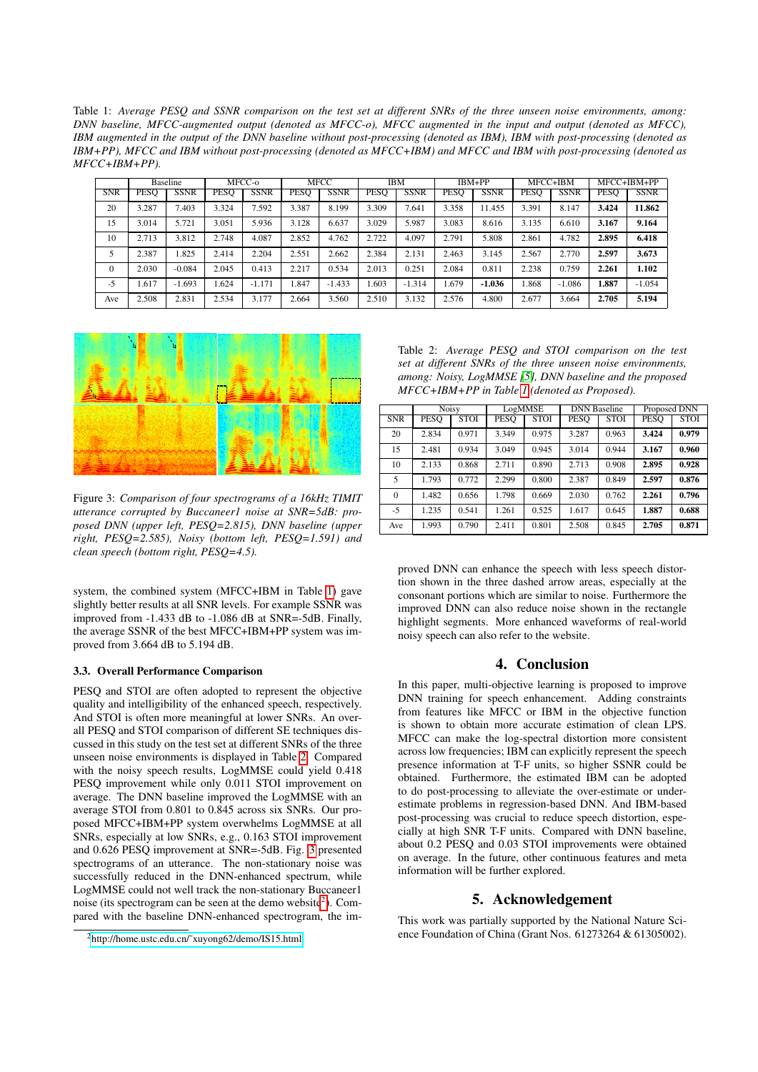Table 1: *Average PESQ and SSNR comparison on the test set at different SNRs of the three unseen noise environments, among: DNN baseline, MFCC-augmented output (denoted as MFCC-o), MFCC augmented in the input and output (denoted as MFCC), IBM augmented in the output of the DNN baseline without post-processing (denoted as IBM), IBM with post-processing (denoted as IBM+PP), MFCC and IBM without post-processing (denoted as MFCC+IBM) and MFCC and IBM with post-processing (denoted as MFCC+IBM+PP).*

| | Baseline | | MFCC-o | | MFCC | | IBM | | IBM+PP | | MFCC+IBM | | MFCC+IBM+PP | |
|---|---|---|---|---|---|---|---|---|---|---|---|---|---|---|
| SNR | PESQ | SSNR | PESQ | SSNR | PESQ | SSNR | PESQ | SSNR | PESQ | SSNR | PESQ | SSNR | PESQ | SSNR |
| 20 | 3.287 | 7.403 | 3.324 | 7.592 | 3.387 | 8.199 | 3.309 | 7.641 | 3.358 | 11.455 | 3.391 | 8.147 | **3.424** | **11.862** |
| 15 | 3.014 | 5.721 | 3.051 | 5.936 | 3.128 | 6.637 | 3.029 | 5.987 | 3.083 | 8.616 | 3.135 | 6.610 | **3.167** | **9.164** |
| 10 | 2.713 | 3.812 | 2.748 | 4.087 | 2.852 | 4.762 | 2.722 | 4.097 | 2.791 | 5.808 | 2.861 | 4.782 | **2.895** | **6.418** |
| 5 | 2.387 | 1.825 | 2.414 | 2.204 | 2.551 | 2.662 | 2.384 | 2.131 | 2.463 | 3.145 | 2.567 | 2.770 | **2.597** | **3.673** |
| 0 | 2.030 | -0.084 | 2.045 | 0.413 | 2.217 | 0.534 | 2.013 | 0.251 | 2.084 | 0.811 | 2.238 | 0.759 | **2.261** | **1.102** |
| -5 | 1.617 | -1.693 | 1.624 | -1.171 | 1.847 | -1.433 | 1.603 | -1.314 | 1.679 | **-1.036** | 1.868 | -1.086 | **1.887** | -1.054 |
| Ave | 2.508 | 2.831 | 2.534 | 3.177 | 2.664 | 3.560 | 2.510 | 3.132 | 2.576 | 4.800 | 2.677 | 3.664 | **2.705** | **5.194** |

Figure 3: *Comparison of four spectrograms of a 16kHz TIMIT utterance corrupted by Buccaneer1 noise at SNR=5dB: proposed DNN (upper left, PESQ=2.815), DNN baseline (upper right, PESQ=2.585), Noisy (bottom left, PESQ=1.591) and clean speech (bottom right, PESQ=4.5).*

system, the combined system (MFCC+IBM in Table 1) gave slightly better results at all SNR levels. For example SSNR was improved from -1.433 dB to -1.086 dB at SNR=-5dB. Finally, the average SSNR of the best MFCC+IBM+PP system was improved from 3.664 dB to 5.194 dB.

### 3.3. Overall Performance Comparison

PESQ and STOI are often adopted to represent the objective quality and intelligibility of the enhanced speech, respectively. And STOI is often more meaningful at lower SNRs. An overall PESQ and STOI comparison of different SE techniques discussed in this study on the test set at different SNRs of the three unseen noise environments is displayed in Table 2. Compared with the noisy speech results, LogMMSE could yield 0.418 PESQ improvement while only 0.011 STOI improvement on average. The DNN baseline improved the LogMMSE with an average STOI from 0.801 to 0.845 across six SNRs. Our proposed MFCC+IBM+PP system overwhelms LogMMSE at all SNRs, especially at low SNRs, e.g., 0.163 STOI improvement and 0.626 PESQ improvement at SNR=-5dB. Fig. 3 presented spectrograms of an utterance. The non-stationary noise was successfully reduced in the DNN-enhanced spectrum, while LogMMSE could not well track the non-stationary Buccaneer1 noise (its spectrogram can be seen at the demo website[2]). Compared with the baseline DNN-enhanced spectrogram, the improved DNN can enhance the speech with less speech distortion shown in the three dashed arrow areas, especially at the consonant portions which are similar to noise. Furthermore the improved DNN can also reduce noise shown in the rectangle highlight segments. More enhanced waveforms of real-world noisy speech can also refer to the website.

[2] http://home.ustc.edu.cn/˜xuyong62/demo/IS15.html

Table 2: *Average PESQ and STOI comparison on the test set at different SNRs of the three unseen noise environments, among: Noisy, LogMMSE [5], DNN baseline and the proposed MFCC+IBM+PP in Table 1 (denoted as Proposed).*

| | Noisy | | LogMMSE | | DNN Baseline | | Proposed DNN | |
|---|---|---|---|---|---|---|---|---|
| SNR | PESQ | STOI | PESQ | STOI | PESQ | STOI | PESQ | STOI |
| 20 | 2.834 | 0.971 | 3.349 | 0.975 | 3.287 | 0.963 | **3.424** | **0.979** |
| 15 | 2.481 | 0.934 | 3.049 | 0.945 | 3.014 | 0.944 | **3.167** | **0.960** |
| 10 | 2.133 | 0.868 | 2.711 | 0.890 | 2.713 | 0.908 | **2.895** | **0.928** |
| 5 | 1.793 | 0.772 | 2.299 | 0.800 | 2.387 | 0.849 | **2.597** | **0.876** |
| 0 | 1.482 | 0.656 | 1.798 | 0.669 | 2.030 | 0.762 | **2.261** | **0.796** |
| -5 | 1.235 | 0.541 | 1.261 | 0.525 | 1.617 | 0.645 | **1.887** | **0.688** |
| Ave | 1.993 | 0.790 | 2.411 | 0.801 | 2.508 | 0.845 | **2.705** | **0.871** |

## 4. Conclusion

In this paper, multi-objective learning is proposed to improve DNN training for speech enhancement. Adding constraints from features like MFCC or IBM in the objective function is shown to obtain more accurate estimation of clean LPS. MFCC can make the log-spectral distortion more consistent across low frequencies; IBM can explicitly represent the speech presence information at T-F units, so higher SSNR could be obtained. Furthermore, the estimated IBM can be adopted to do post-processing to alleviate the over-estimate or under-estimate problems in regression-based DNN. And IBM-based post-processing was crucial to reduce speech distortion, especially at high SNR T-F units. Compared with DNN baseline, about 0.2 PESQ and 0.03 STOI improvements were obtained on average. In the future, other continuous features and meta information will be further explored.

## 5. Acknowledgement

This work was partially supported by the National Nature Science Foundation of China (Grant Nos. 61273264 & 61305002).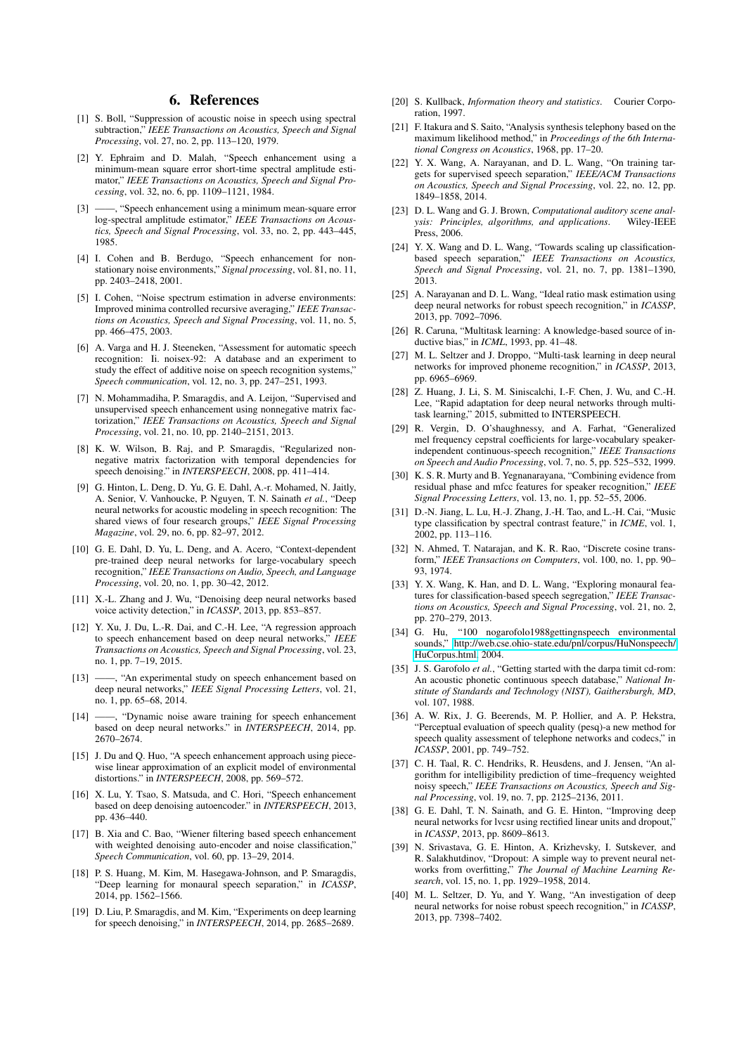## 6. References

[1] S. Boll, "Suppression of acoustic noise in speech using spectral subtraction," *IEEE Transactions on Acoustics, Speech and Signal Processing*, vol. 27, no. 2, pp. 113–120, 1979.

[2] Y. Ephraim and D. Malah, "Speech enhancement using a minimum-mean square error short-time spectral amplitude estimator," *IEEE Transactions on Acoustics, Speech and Signal Processing*, vol. 32, no. 6, pp. 1109–1121, 1984.

[3] ——, "Speech enhancement using a minimum mean-square error log-spectral amplitude estimator," *IEEE Transactions on Acoustics, Speech and Signal Processing*, vol. 33, no. 2, pp. 443–445, 1985.

[4] I. Cohen and B. Berdugo, "Speech enhancement for non-stationary noise environments," *Signal processing*, vol. 81, no. 11, pp. 2403–2418, 2001.

[5] I. Cohen, "Noise spectrum estimation in adverse environments: Improved minima controlled recursive averaging," *IEEE Transactions on Acoustics, Speech and Signal Processing*, vol. 11, no. 5, pp. 466–475, 2003.

[6] A. Varga and H. J. Steeneken, "Assessment for automatic speech recognition: Ii. noisex-92: A database and an experiment to study the effect of additive noise on speech recognition systems," *Speech communication*, vol. 12, no. 3, pp. 247–251, 1993.

[7] N. Mohammadiha, P. Smaragdis, and A. Leijon, "Supervised and unsupervised speech enhancement using nonnegative matrix factorization," *IEEE Transactions on Acoustics, Speech and Signal Processing*, vol. 21, no. 10, pp. 2140–2151, 2013.

[8] K. W. Wilson, B. Raj, and P. Smaragdis, "Regularized non-negative matrix factorization with temporal dependencies for speech denoising." in *INTERSPEECH*, 2008, pp. 411–414.

[9] G. Hinton, L. Deng, D. Yu, G. E. Dahl, A.-r. Mohamed, N. Jaitly, A. Senior, V. Vanhoucke, P. Nguyen, T. N. Sainath *et al.*, "Deep neural networks for acoustic modeling in speech recognition: The shared views of four research groups," *IEEE Signal Processing Magazine*, vol. 29, no. 6, pp. 82–97, 2012.

[10] G. E. Dahl, D. Yu, L. Deng, and A. Acero, "Context-dependent pre-trained deep neural networks for large-vocabulary speech recognition," *IEEE Transactions on Audio, Speech, and Language Processing*, vol. 20, no. 1, pp. 30–42, 2012.

[11] X.-L. Zhang and J. Wu, "Denoising deep neural networks based voice activity detection," in *ICASSP*, 2013, pp. 853–857.

[12] Y. Xu, J. Du, L.-R. Dai, and C.-H. Lee, "A regression approach to speech enhancement based on deep neural networks," *IEEE Transactions on Acoustics, Speech and Signal Processing*, vol. 23, no. 1, pp. 7–19, 2015.

[13] ——, "An experimental study on speech enhancement based on deep neural networks," *IEEE Signal Processing Letters*, vol. 21, no. 1, pp. 65–68, 2014.

[14] ——, "Dynamic noise aware training for speech enhancement based on deep neural networks." in *INTERSPEECH*, 2014, pp. 2670–2674.

[15] J. Du and Q. Huo, "A speech enhancement approach using piecewise linear approximation of an explicit model of environmental distortions." in *INTERSPEECH*, 2008, pp. 569–572.

[16] X. Lu, Y. Tsao, S. Matsuda, and C. Hori, "Speech enhancement based on deep denoising autoencoder." in *INTERSPEECH*, 2013, pp. 436–440.

[17] B. Xia and C. Bao, "Wiener filtering based speech enhancement with weighted denoising auto-encoder and noise classification," *Speech Communication*, vol. 60, pp. 13–29, 2014.

[18] P. S. Huang, M. Kim, M. Hasegawa-Johnson, and P. Smaragdis, "Deep learning for monaural speech separation," in *ICASSP*, 2014, pp. 1562–1566.

[19] D. Liu, P. Smaragdis, and M. Kim, "Experiments on deep learning for speech denoising," in *INTERSPEECH*, 2014, pp. 2685–2689.

[20] S. Kullback, *Information theory and statistics*. Courier Corporation, 1997.

[21] F. Itakura and S. Saito, "Analysis synthesis telephony based on the maximum likelihood method," in *Proceedings of the 6th International Congress on Acoustics*, 1968, pp. 17–20.

[22] Y. X. Wang, A. Narayanan, and D. L. Wang, "On training targets for supervised speech separation," *IEEE/ACM Transactions on Acoustics, Speech and Signal Processing*, vol. 22, no. 12, pp. 1849–1858, 2014.

[23] D. L. Wang and G. J. Brown, *Computational auditory scene analysis: Principles, algorithms, and applications*. Wiley-IEEE Press, 2006.

[24] Y. X. Wang and D. L. Wang, "Towards scaling up classification-based speech separation," *IEEE Transactions on Acoustics, Speech and Signal Processing*, vol. 21, no. 7, pp. 1381–1390, 2013.

[25] A. Narayanan and D. L. Wang, "Ideal ratio mask estimation using deep neural networks for robust speech recognition," in *ICASSP*, 2013, pp. 7092–7096.

[26] R. Caruna, "Multitask learning: A knowledge-based source of inductive bias," in *ICML*, 1993, pp. 41–48.

[27] M. L. Seltzer and J. Droppo, "Multi-task learning in deep neural networks for improved phoneme recognition," in *ICASSP*, 2013, pp. 6965–6969.

[28] Z. Huang, J. Li, S. M. Siniscalchi, I.-F. Chen, J. Wu, and C.-H. Lee, "Rapid adaptation for deep neural networks through multi-task learning," 2015, submitted to INTERSPEECH.

[29] R. Vergin, D. O'shaughnessy, and A. Farhat, "Generalized mel frequency cepstral coefficients for large-vocabulary speaker-independent continuous-speech recognition," *IEEE Transactions on Speech and Audio Processing*, vol. 7, no. 5, pp. 525–532, 1999.

[30] K. S. R. Murty and B. Yegnanarayana, "Combining evidence from residual phase and mfcc features for speaker recognition," *IEEE Signal Processing Letters*, vol. 13, no. 1, pp. 52–55, 2006.

[31] D.-N. Jiang, L. Lu, H.-J. Zhang, J.-H. Tao, and L.-H. Cai, "Music type classification by spectral contrast feature," in *ICME*, vol. 1, 2002, pp. 113–116.

[32] N. Ahmed, T. Natarajan, and K. R. Rao, "Discrete cosine transform," *IEEE Transactions on Computers*, vol. 100, no. 1, pp. 90–93, 1974.

[33] Y. X. Wang, K. Han, and D. L. Wang, "Exploring monaural features for classification-based speech segregation," *IEEE Transactions on Acoustics, Speech and Signal Processing*, vol. 21, no. 2, pp. 270–279, 2013.

[34] G. Hu, "100 nogarofolo1988gettingnspeech environmental sounds," http://web.cse.ohio-state.edu/pnl/corpus/HuNonspeech/HuCorpus.html, 2004.

[35] J. S. Garofolo *et al.*, "Getting started with the darpa timit cd-rom: An acoustic phonetic continuous speech database," *National Institute of Standards and Technology (NIST), Gaithersburgh, MD*, vol. 107, 1988.

[36] A. W. Rix, J. G. Beerends, M. P. Hollier, and A. P. Hekstra, "Perceptual evaluation of speech quality (pesq)-a new method for speech quality assessment of telephone networks and codecs," in *ICASSP*, 2001, pp. 749–752.

[37] C. H. Taal, R. C. Hendriks, R. Heusdens, and J. Jensen, "An algorithm for intelligibility prediction of time–frequency weighted noisy speech," *IEEE Transactions on Acoustics, Speech and Signal Processing*, vol. 19, no. 7, pp. 2125–2136, 2011.

[38] G. E. Dahl, T. N. Sainath, and G. E. Hinton, "Improving deep neural networks for lvcsr using rectified linear units and dropout," in *ICASSP*, 2013, pp. 8609–8613.

[39] N. Srivastava, G. E. Hinton, A. Krizhevsky, I. Sutskever, and R. Salakhutdinov, "Dropout: A simple way to prevent neural networks from overfitting," *The Journal of Machine Learning Research*, vol. 15, no. 1, pp. 1929–1958, 2014.

[40] M. L. Seltzer, D. Yu, and Y. Wang, "An investigation of deep neural networks for noise robust speech recognition," in *ICASSP*, 2013, pp. 7398–7402.